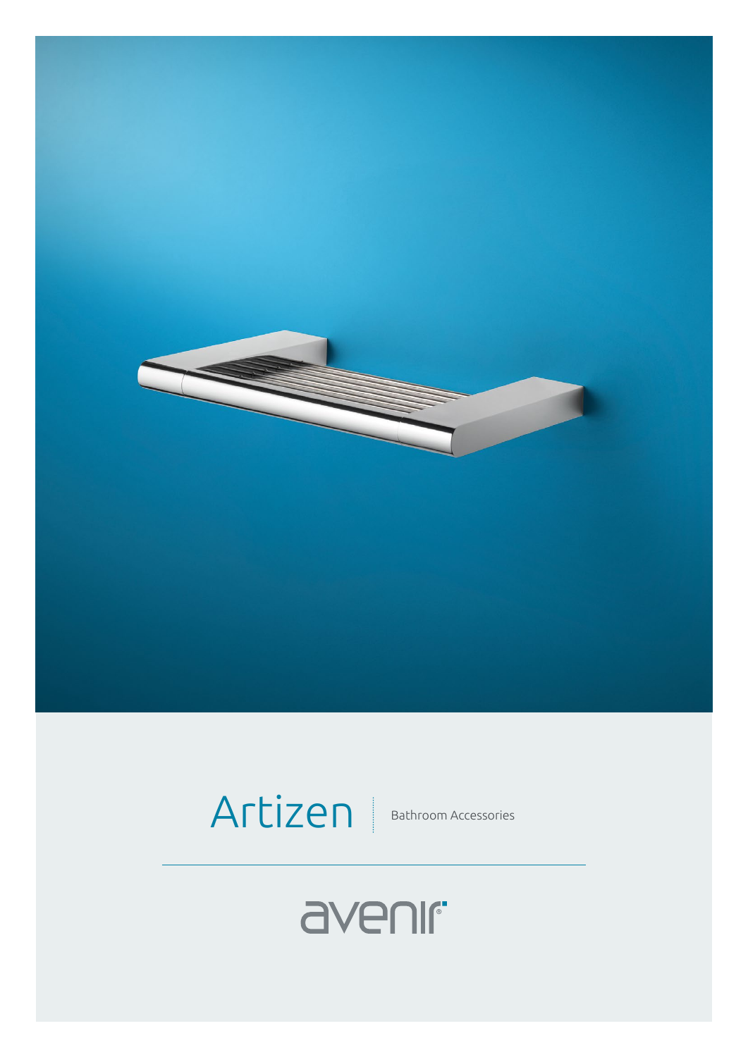# Artizen

Bathroom Accessories

avenir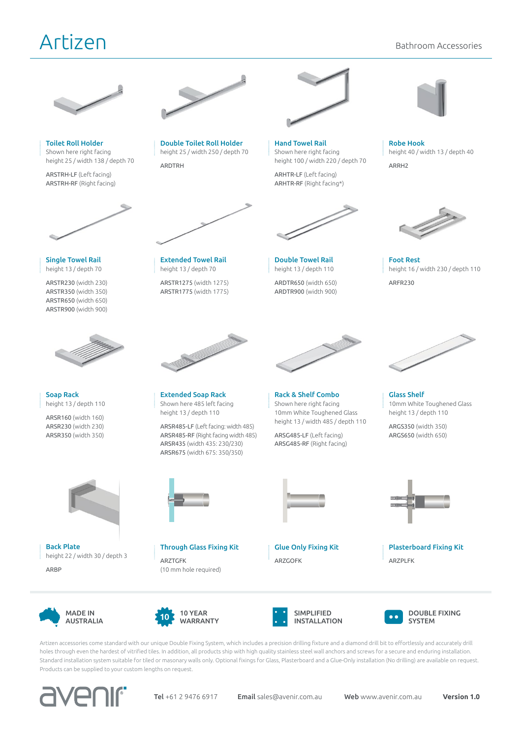# Artizen

Bathroom Accessories

### Toilet Roll Holder
Shown here right facing
height 25 / width 138 / depth 70

ARSTRH-LF (Left facing)
ARSTRH-RF (Right facing)

### Double Toilet Roll Holder
height 25 / width 250 / depth 70

ARDTRH

### Hand Towel Rail
Shown here right facing
height 100 / width 220 / depth 70

ARHTR-LF (Left facing)
ARHTR-RF (Right facing*)

### Robe Hook
height 40 / width 13 / depth 40

ARRH2

### Single Towel Rail
height 13 / depth 70

ARSTR230 (width 230)
ARSTR350 (width 350)
ARSTR650 (width 650)
ARSTR900 (width 900)

### Extended Towel Rail
height 13 / depth 70

ARSTR1275 (width 1275)
ARSTR1775 (width 1775)

### Double Towel Rail
height 13 / depth 110

ARDTR650 (width 650)
ARDTR900 (width 900)

### Foot Rest
height 16 / width 230 / depth 110

ARFR230

### Soap Rack
height 13 / depth 110

ARSR160 (width 160)
ARSR230 (width 230)
ARSR350 (width 350)

### Extended Soap Rack
Shown here 485 left facing
height 13 / depth 110

ARSR485-LF (Left facing: width 485)
ARSR485-RF (Right facing width 485)
ARSR435 (width 435: 230/230)
ARSR675 (width 675: 350/350)

### Rack & Shelf Combo
Shown here right facing
10mm White Toughened Glass
height 13 / width 485 / depth 110

ARSG485-LF (Left facing)
ARSG485-RF (Right facing)

### Glass Shelf
10mm White Toughened Glass
height 13 / depth 110

ARGS350 (width 350)
ARGS650 (width 650)

### Back Plate
height 22 / width 30 / depth 3

ARBP

### Through Glass Fixing Kit
ARZTGFK
(10 mm hole required)

### Glue Only Fixing Kit
ARZGOFK

### Plasterboard Fixing Kit
ARZPLFK

MADE IN AUSTRALIA

10 YEAR WARRANTY

SIMPLIFIED INSTALLATION

DOUBLE FIXING SYSTEM

Artizen accessories come standard with our unique Double Fixing System, which includes a precision drilling fixture and a diamond drill bit to effortlessly and accurately drill holes through even the hardest of vitrified tiles. In addition, all products ship with high quality stainless steel wall anchors and screws for a secure and enduring installation. Standard installation system suitable for tiled or masonary walls only. Optional fixings for Glass, Plasterboard and a Glue-Only installation (No drilling) are available on request. Products can be supplied to your custom lengths on request.

avenir

**Tel** +61 2 9476 6917 **Email** sales@avenir.com.au **Web** www.avenir.com.au **Version 1.0**